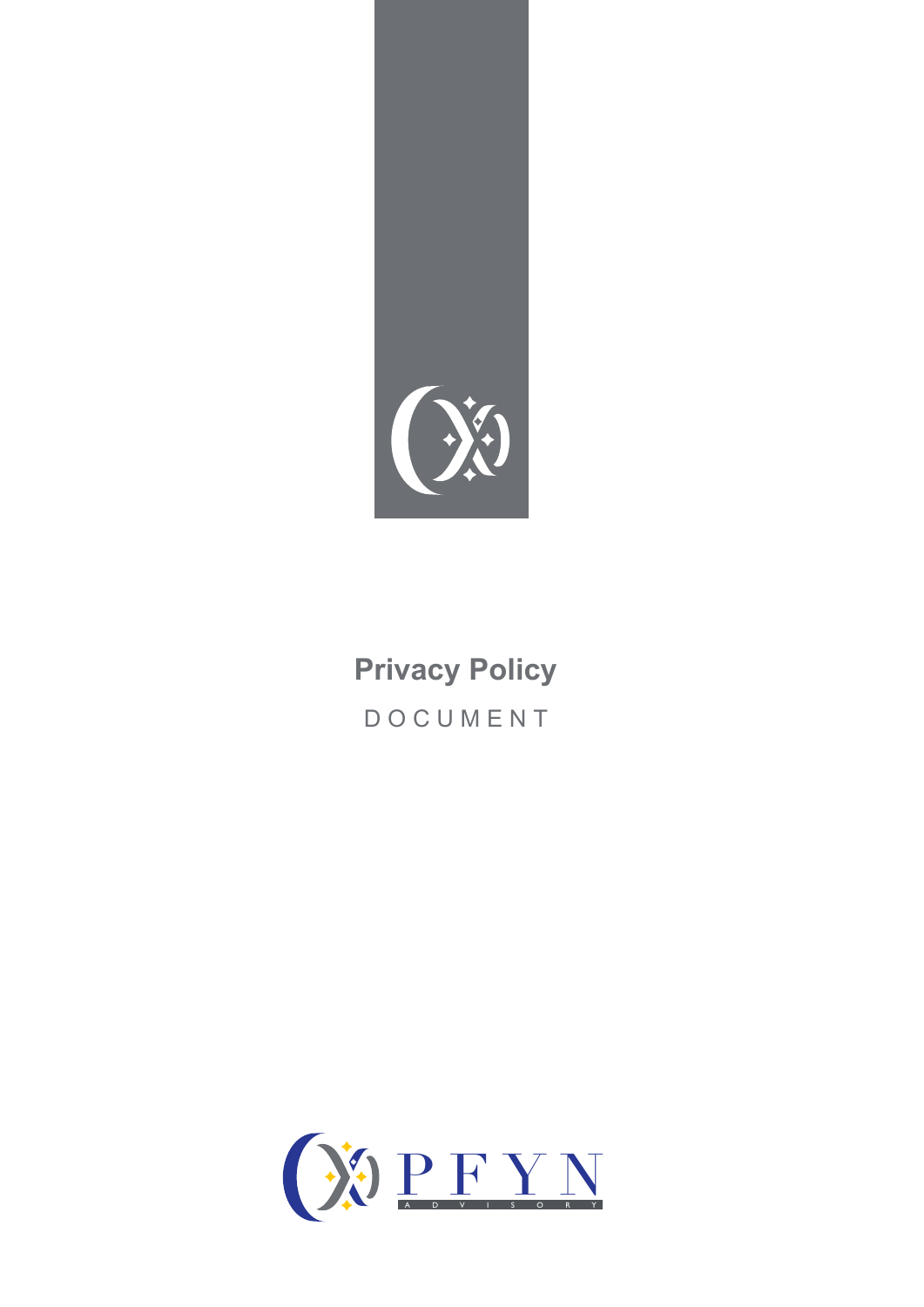# Privacy Policy

DOCUMENT

PFYN

ADVISORY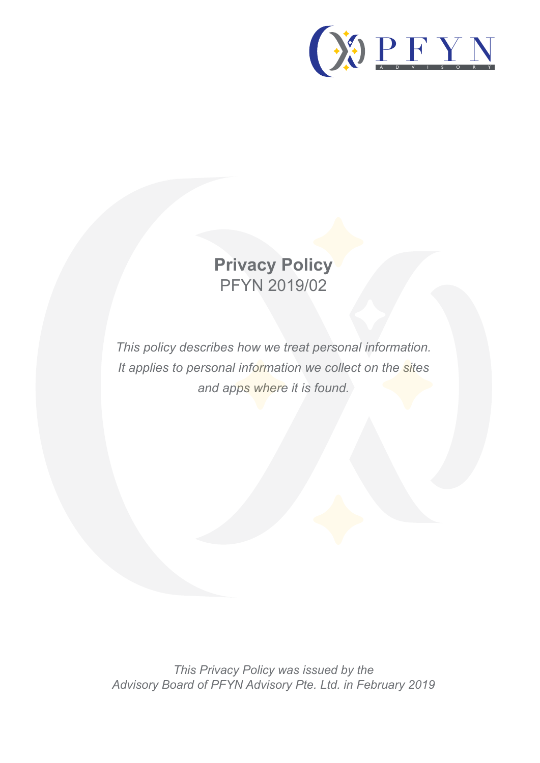# Privacy Policy

PFYN 2019/02

*This policy describes how we treat personal information. It applies to personal information we collect on the sites and apps where it is found.*

*This Privacy Policy was issued by the Advisory Board of PFYN Advisory Pte. Ltd. in February 2019*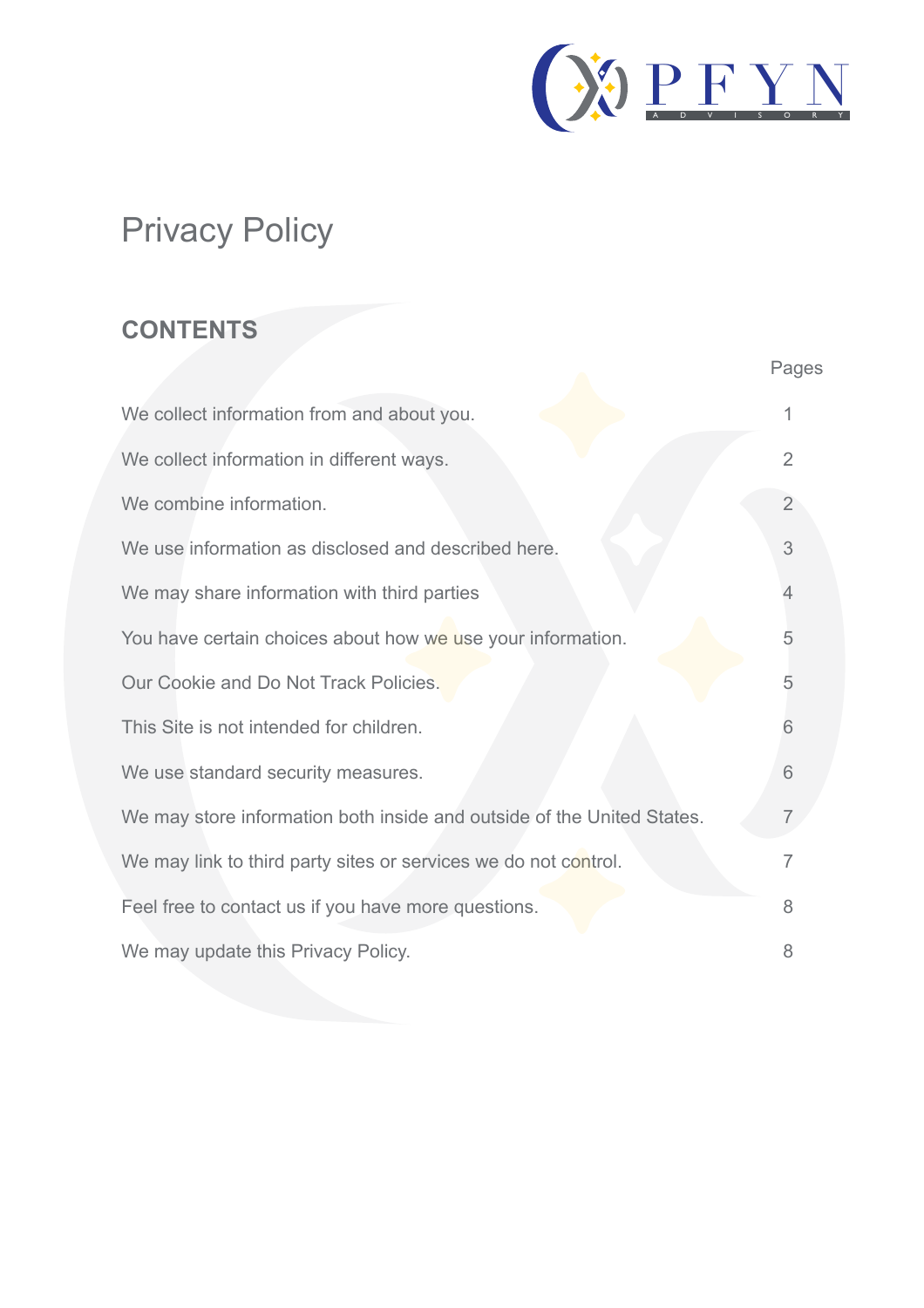# Privacy Policy

## CONTENTS

| | Pages |
|---|---|
| We collect information from and about you. | 1 |
| We collect information in different ways. | 2 |
| We combine information. | 2 |
| We use information as disclosed and described here. | 3 |
| We may share information with third parties | 4 |
| You have certain choices about how we use your information. | 5 |
| Our Cookie and Do Not Track Policies. | 5 |
| This Site is not intended for children. | 6 |
| We use standard security measures. | 6 |
| We may store information both inside and outside of the United States. | 7 |
| We may link to third party sites or services we do not control. | 7 |
| Feel free to contact us if you have more questions. | 8 |
| We may update this Privacy Policy. | 8 |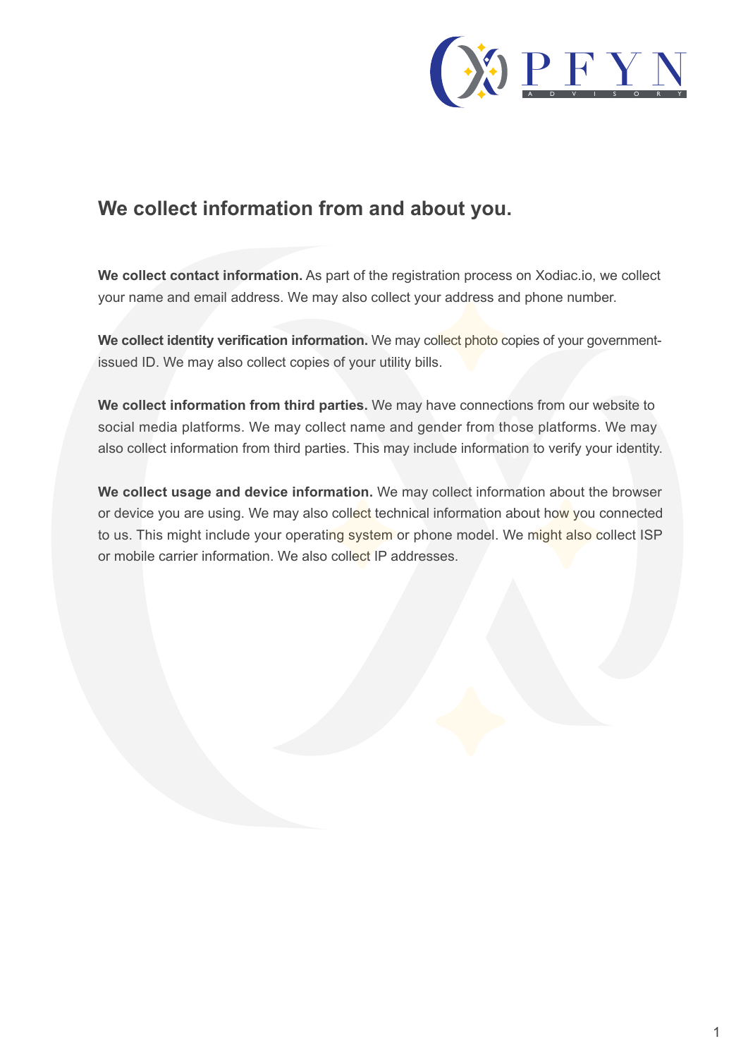# We collect information from and about you.

**We collect contact information.** As part of the registration process on Xodiac.io, we collect your name and email address. We may also collect your address and phone number.

**We collect identity verification information.** We may collect photo copies of your government-issued ID. We may also collect copies of your utility bills.

**We collect information from third parties.** We may have connections from our website to social media platforms. We may collect name and gender from those platforms. We may also collect information from third parties. This may include information to verify your identity.

**We collect usage and device information.** We may collect information about the browser or device you are using. We may also collect technical information about how you connected to us. This might include your operating system or phone model. We might also collect ISP or mobile carrier information. We also collect IP addresses.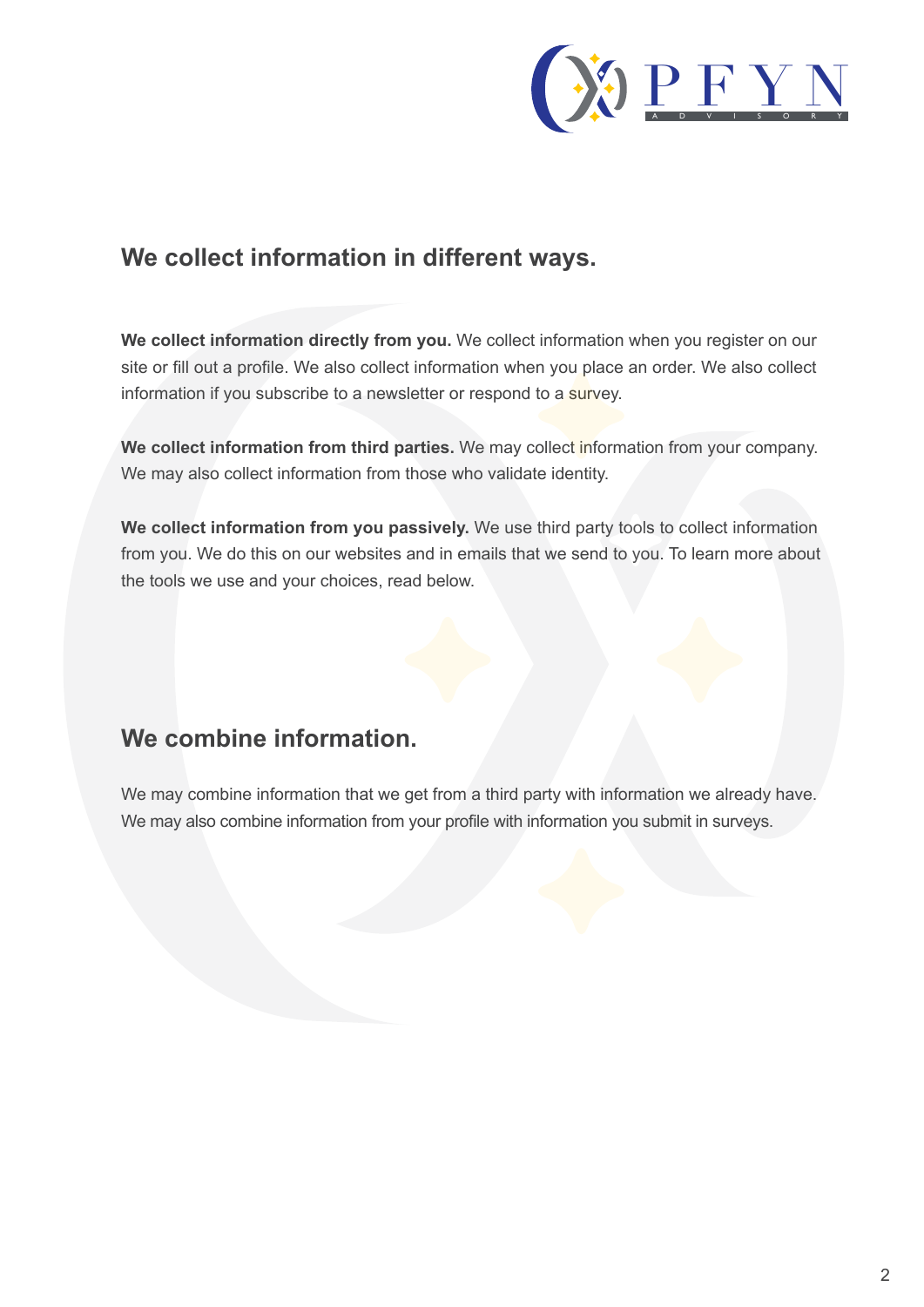## We collect information in different ways.

**We collect information directly from you.** We collect information when you register on our site or fill out a profile. We also collect information when you place an order. We also collect information if you subscribe to a newsletter or respond to a survey.

**We collect information from third parties.** We may collect information from your company. We may also collect information from those who validate identity.

**We collect information from you passively.** We use third party tools to collect information from you. We do this on our websites and in emails that we send to you. To learn more about the tools we use and your choices, read below.

## We combine information.

We may combine information that we get from a third party with information we already have. We may also combine information from your profile with information you submit in surveys.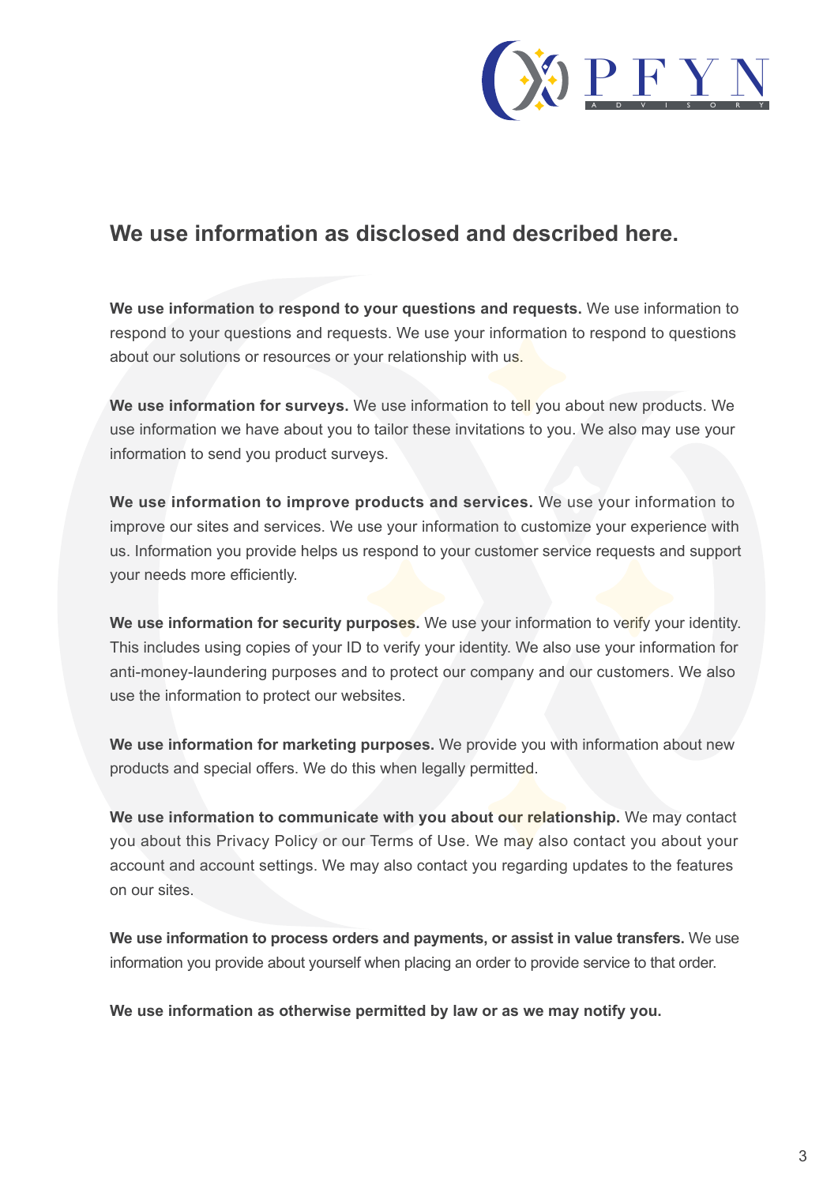## We use information as disclosed and described here.

**We use information to respond to your questions and requests.** We use information to respond to your questions and requests. We use your information to respond to questions about our solutions or resources or your relationship with us.

**We use information for surveys.** We use information to tell you about new products. We use information we have about you to tailor these invitations to you. We also may use your information to send you product surveys.

**We use information to improve products and services.** We use your information to improve our sites and services. We use your information to customize your experience with us. Information you provide helps us respond to your customer service requests and support your needs more efficiently.

**We use information for security purposes.** We use your information to verify your identity. This includes using copies of your ID to verify your identity. We also use your information for anti-money-laundering purposes and to protect our company and our customers. We also use the information to protect our websites.

**We use information for marketing purposes.** We provide you with information about new products and special offers. We do this when legally permitted.

**We use information to communicate with you about our relationship.** We may contact you about this Privacy Policy or our Terms of Use. We may also contact you about your account and account settings. We may also contact you regarding updates to the features on our sites.

**We use information to process orders and payments, or assist in value transfers.** We use information you provide about yourself when placing an order to provide service to that order.

**We use information as otherwise permitted by law or as we may notify you.**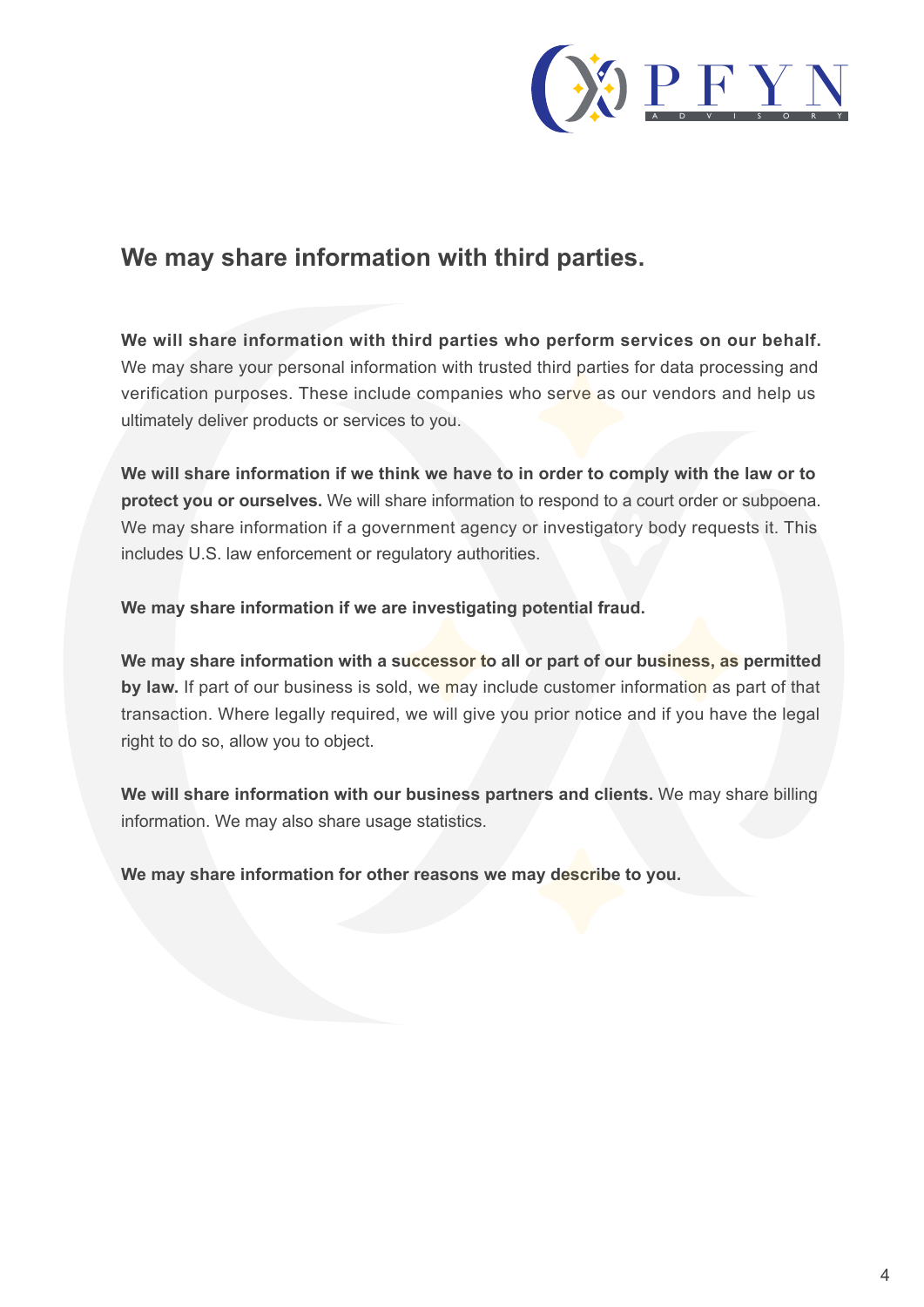## We may share information with third parties.

**We will share information with third parties who perform services on our behalf.** We may share your personal information with trusted third parties for data processing and verification purposes. These include companies who serve as our vendors and help us ultimately deliver products or services to you.

**We will share information if we think we have to in order to comply with the law or to protect you or ourselves.** We will share information to respond to a court order or subpoena. We may share information if a government agency or investigatory body requests it. This includes U.S. law enforcement or regulatory authorities.

**We may share information if we are investigating potential fraud.**

**We may share information with a successor to all or part of our business, as permitted by law.** If part of our business is sold, we may include customer information as part of that transaction. Where legally required, we will give you prior notice and if you have the legal right to do so, allow you to object.

**We will share information with our business partners and clients.** We may share billing information. We may also share usage statistics.

**We may share information for other reasons we may describe to you.**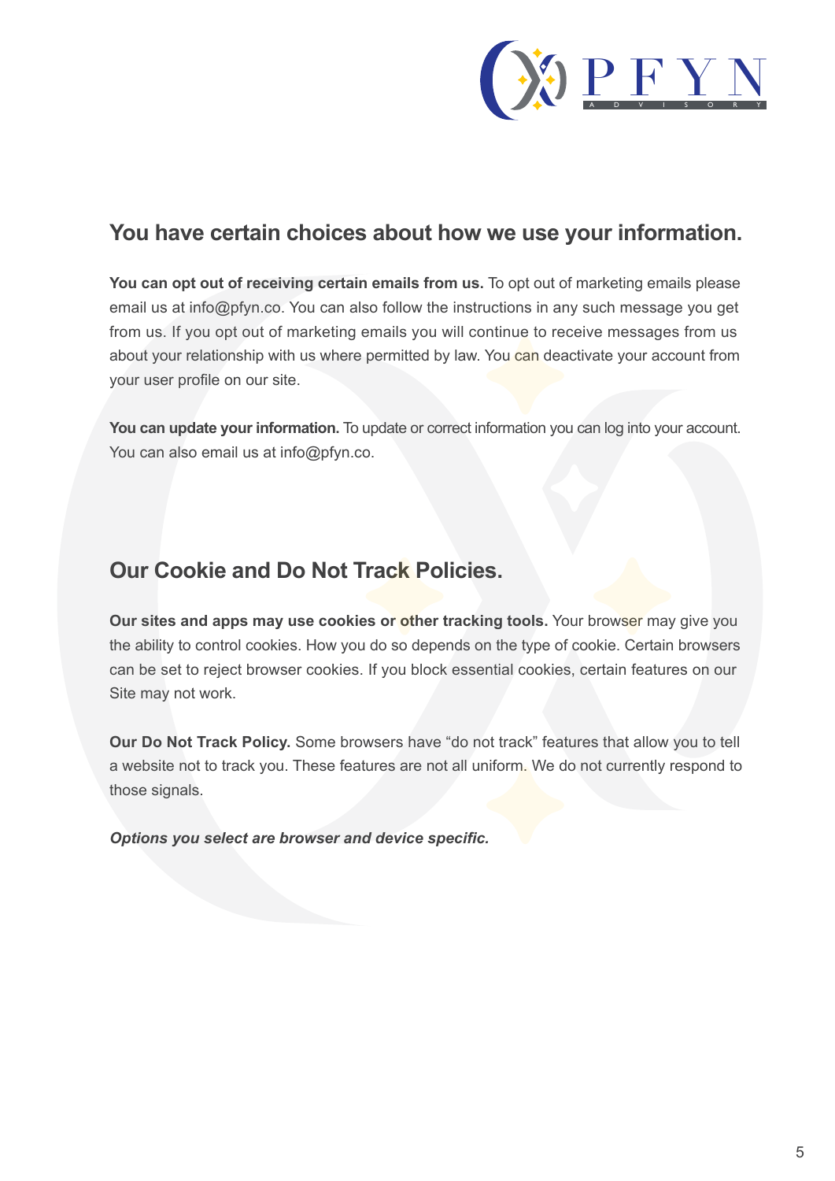## You have certain choices about how we use your information.

**You can opt out of receiving certain emails from us.** To opt out of marketing emails please email us at info@pfyn.co. You can also follow the instructions in any such message you get from us. If you opt out of marketing emails you will continue to receive messages from us about your relationship with us where permitted by law. You can deactivate your account from your user profile on our site.

**You can update your information.** To update or correct information you can log into your account. You can also email us at info@pfyn.co.

## Our Cookie and Do Not Track Policies.

**Our sites and apps may use cookies or other tracking tools.** Your browser may give you the ability to control cookies. How you do so depends on the type of cookie. Certain browsers can be set to reject browser cookies. If you block essential cookies, certain features on our Site may not work.

**Our Do Not Track Policy.** Some browsers have "do not track" features that allow you to tell a website not to track you. These features are not all uniform. We do not currently respond to those signals.

***Options you select are browser and device specific.***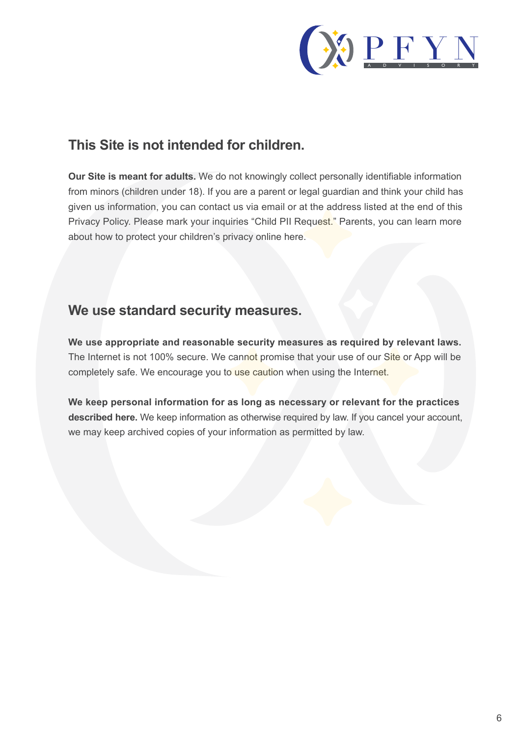## This Site is not intended for children.

**Our Site is meant for adults.** We do not knowingly collect personally identifiable information from minors (children under 18). If you are a parent or legal guardian and think your child has given us information, you can contact us via email or at the address listed at the end of this Privacy Policy. Please mark your inquiries "Child PII Request." Parents, you can learn more about how to protect your children's privacy online here.

## We use standard security measures.

**We use appropriate and reasonable security measures as required by relevant laws.** The Internet is not 100% secure. We cannot promise that your use of our Site or App will be completely safe. We encourage you to use caution when using the Internet.

**We keep personal information for as long as necessary or relevant for the practices described here.** We keep information as otherwise required by law. If you cancel your account, we may keep archived copies of your information as permitted by law.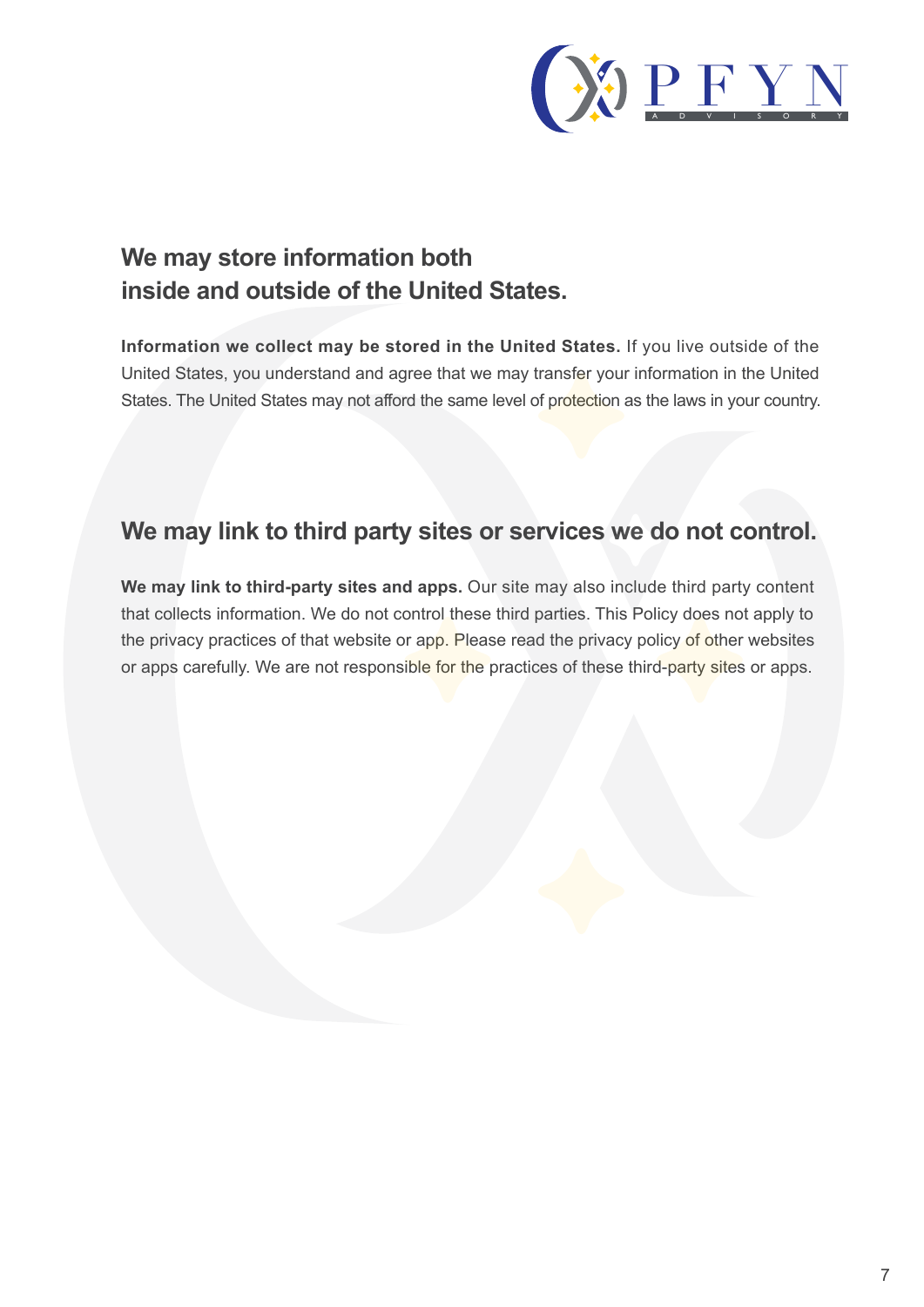## We may store information both inside and outside of the United States.

**Information we collect may be stored in the United States.** If you live outside of the United States, you understand and agree that we may transfer your information in the United States. The United States may not afford the same level of protection as the laws in your country.

## We may link to third party sites or services we do not control.

**We may link to third-party sites and apps.** Our site may also include third party content that collects information. We do not control these third parties. This Policy does not apply to the privacy practices of that website or app. Please read the privacy policy of other websites or apps carefully. We are not responsible for the practices of these third-party sites or apps.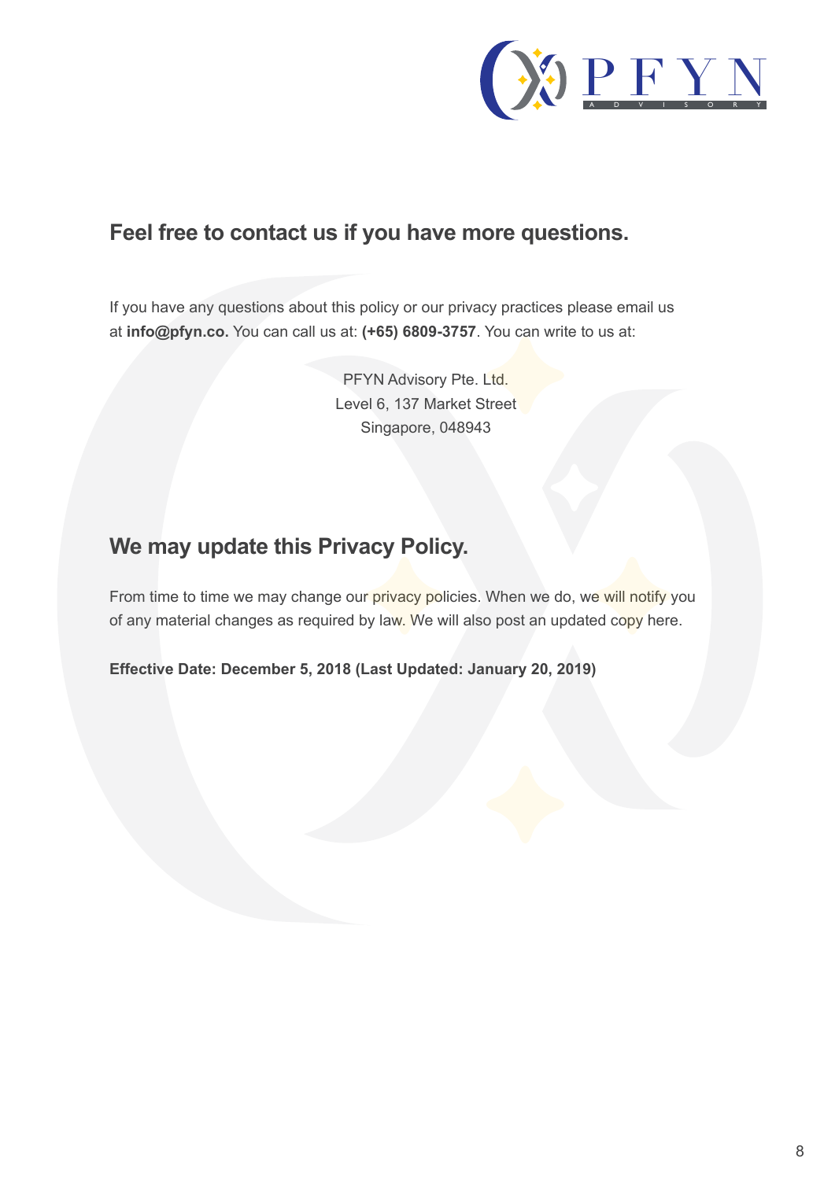## Feel free to contact us if you have more questions.

If you have any questions about this policy or our privacy practices please email us at **info@pfyn.co.** You can call us at: **(+65) 6809-3757**. You can write to us at:

PFYN Advisory Pte. Ltd.
Level 6, 137 Market Street
Singapore, 048943

## We may update this Privacy Policy.

From time to time we may change our privacy policies. When we do, we will notify you of any material changes as required by law. We will also post an updated copy here.

**Effective Date: December 5, 2018 (Last Updated: January 20, 2019)**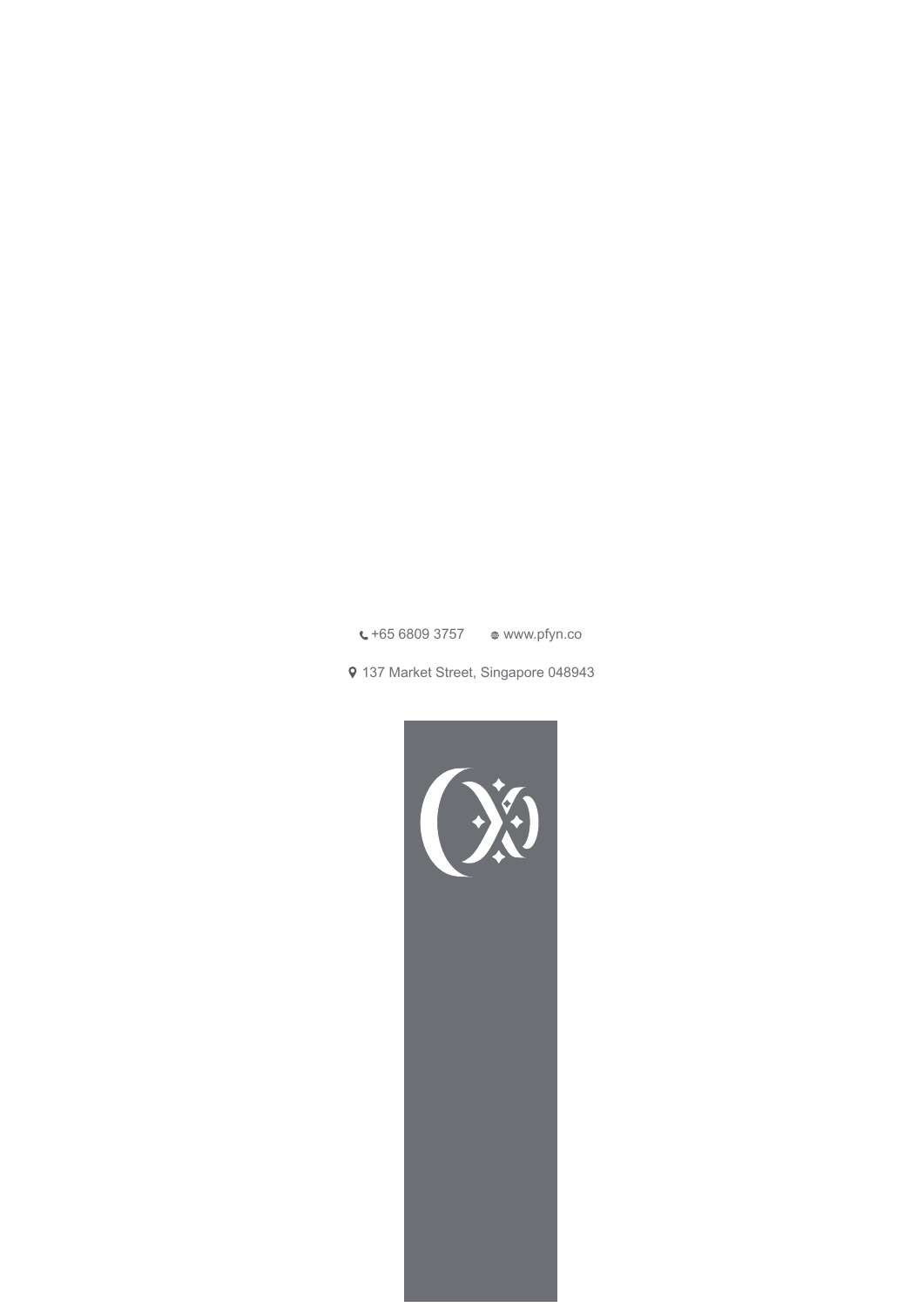+65 6809 3757 www.pfyn.co

137 Market Street, Singapore 048943